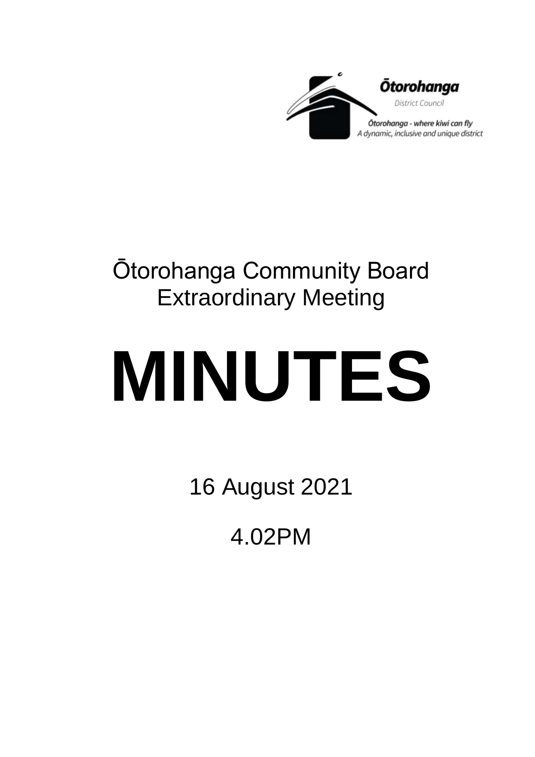Ōtorohanga District Council

Ōtorohanga - where kiwi can fly
A dynamic, inclusive and unique district

Ōtorohanga Community Board
Extraordinary Meeting

# MINUTES

16 August 2021

4.02PM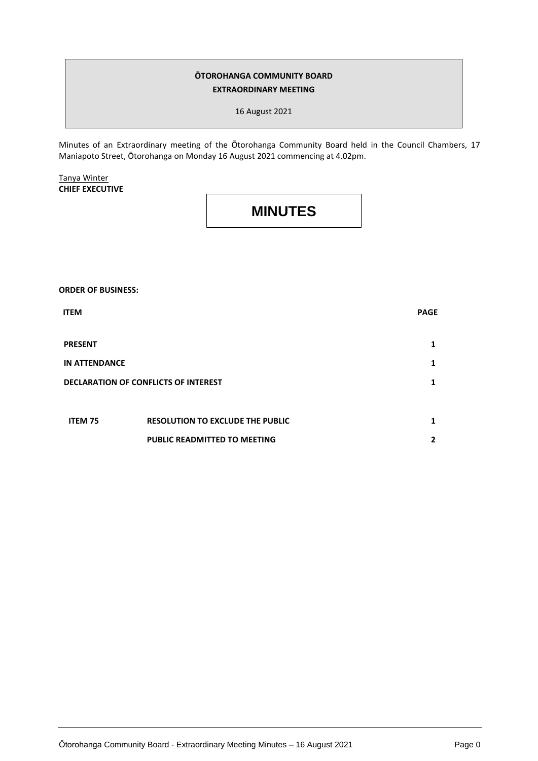**ŌTOROHANGA COMMUNITY BOARD**
**EXTRAORDINARY MEETING**

16 August 2021

Minutes of an Extraordinary meeting of the Ōtorohanga Community Board held in the Council Chambers, 17 Maniapoto Street, Ōtorohanga on Monday 16 August 2021 commencing at 4.02pm.

Tanya Winter
**CHIEF EXECUTIVE**

# MINUTES

**ORDER OF BUSINESS:**

| ITEM | | PAGE |
|---|---|---|
| **PRESENT** | | **1** |
| **IN ATTENDANCE** | | **1** |
| **DECLARATION OF CONFLICTS OF INTEREST** | | **1** |
| **ITEM 75** | **RESOLUTION TO EXCLUDE THE PUBLIC** | **1** |
| | **PUBLIC READMITTED TO MEETING** | **2** |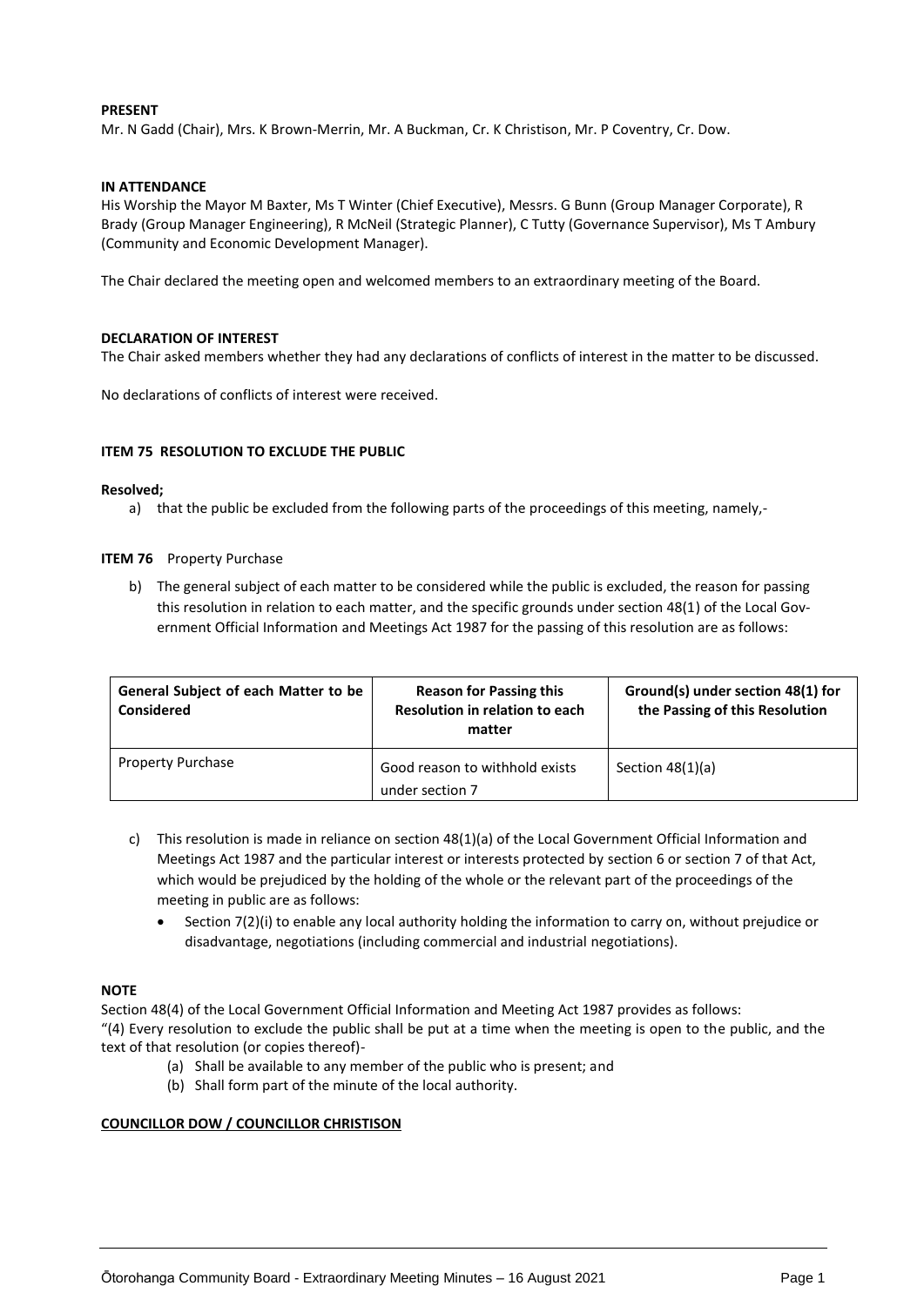**PRESENT**

Mr. N Gadd (Chair), Mrs. K Brown-Merrin, Mr. A Buckman, Cr. K Christison, Mr. P Coventry, Cr. Dow.

**IN ATTENDANCE**

His Worship the Mayor M Baxter, Ms T Winter (Chief Executive), Messrs. G Bunn (Group Manager Corporate), R Brady (Group Manager Engineering), R McNeil (Strategic Planner), C Tutty (Governance Supervisor), Ms T Ambury (Community and Economic Development Manager).

The Chair declared the meeting open and welcomed members to an extraordinary meeting of the Board.

**DECLARATION OF INTEREST**

The Chair asked members whether they had any declarations of conflicts of interest in the matter to be discussed.

No declarations of conflicts of interest were received.

**ITEM 75 RESOLUTION TO EXCLUDE THE PUBLIC**

**Resolved;**

a) that the public be excluded from the following parts of the proceedings of this meeting, namely,-

**ITEM 76** Property Purchase

b) The general subject of each matter to be considered while the public is excluded, the reason for passing this resolution in relation to each matter, and the specific grounds under section 48(1) of the Local Government Official Information and Meetings Act 1987 for the passing of this resolution are as follows:

| General Subject of each Matter to be Considered | Reason for Passing this Resolution in relation to each matter | Ground(s) under section 48(1) for the Passing of this Resolution |
|---|---|---|
| Property Purchase | Good reason to withhold exists under section 7 | Section 48(1)(a) |

c) This resolution is made in reliance on section 48(1)(a) of the Local Government Official Information and Meetings Act 1987 and the particular interest or interests protected by section 6 or section 7 of that Act, which would be prejudiced by the holding of the whole or the relevant part of the proceedings of the meeting in public are as follows:

- Section 7(2)(i) to enable any local authority holding the information to carry on, without prejudice or disadvantage, negotiations (including commercial and industrial negotiations).

**NOTE**

Section 48(4) of the Local Government Official Information and Meeting Act 1987 provides as follows:

"(4) Every resolution to exclude the public shall be put at a time when the meeting is open to the public, and the text of that resolution (or copies thereof)-

(a) Shall be available to any member of the public who is present; and

(b) Shall form part of the minute of the local authority.

**COUNCILLOR DOW / COUNCILLOR CHRISTISON**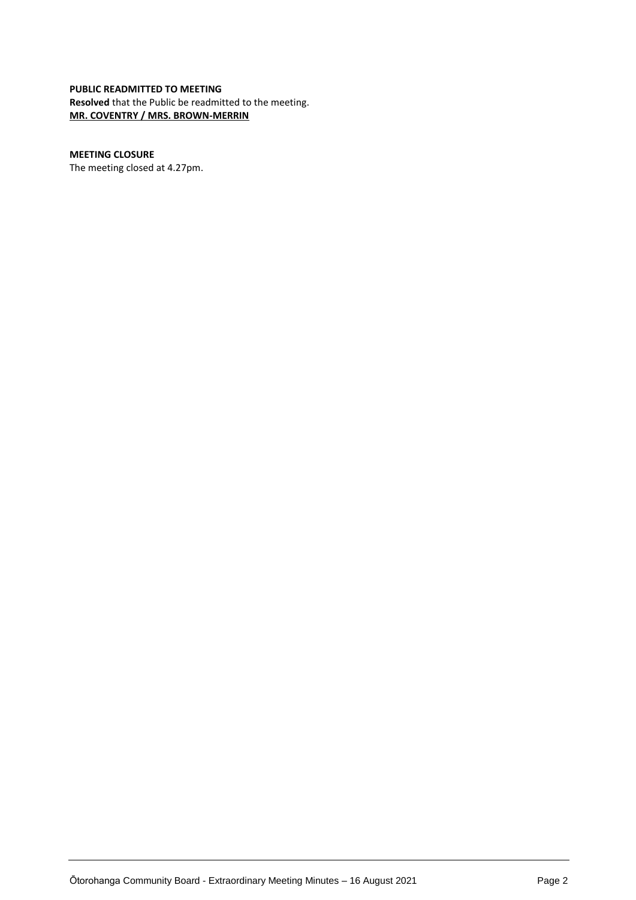**PUBLIC READMITTED TO MEETING**
**Resolved** that the Public be readmitted to the meeting.
**MR. COVENTRY / MRS. BROWN-MERRIN**

**MEETING CLOSURE**
The meeting closed at 4.27pm.